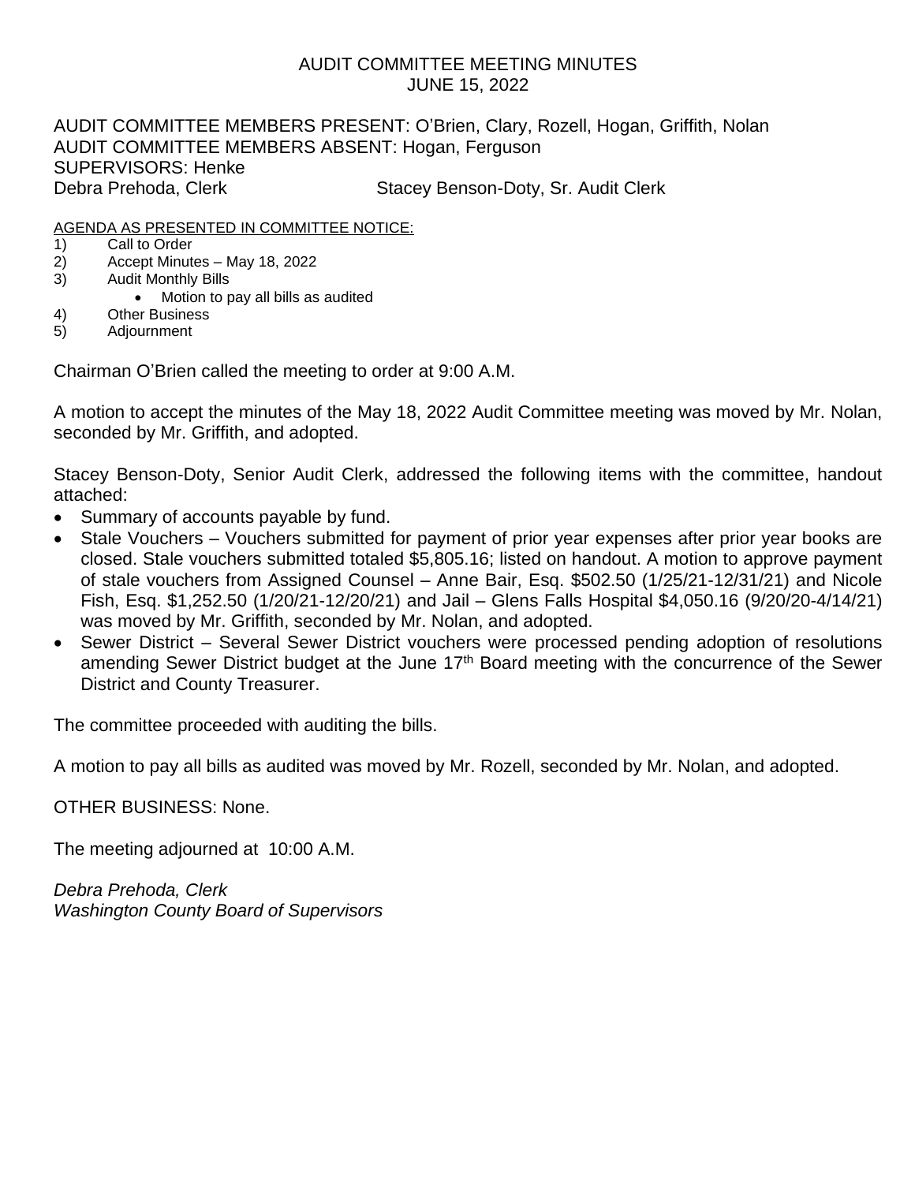# AUDIT COMMITTEE MEETING MINUTES
## JUNE 15, 2022

AUDIT COMMITTEE MEMBERS PRESENT: O'Brien, Clary, Rozell, Hogan, Griffith, Nolan
AUDIT COMMITTEE MEMBERS ABSENT: Hogan, Ferguson
SUPERVISORS: Henke
Debra Prehoda, Clerk Stacey Benson-Doty, Sr. Audit Clerk

AGENDA AS PRESENTED IN COMMITTEE NOTICE:

1) Call to Order
2) Accept Minutes – May 18, 2022
3) Audit Monthly Bills
   - Motion to pay all bills as audited
4) Other Business
5) Adjournment

Chairman O'Brien called the meeting to order at 9:00 A.M.

A motion to accept the minutes of the May 18, 2022 Audit Committee meeting was moved by Mr. Nolan, seconded by Mr. Griffith, and adopted.

Stacey Benson-Doty, Senior Audit Clerk, addressed the following items with the committee, handout attached:

- Summary of accounts payable by fund.
- Stale Vouchers – Vouchers submitted for payment of prior year expenses after prior year books are closed. Stale vouchers submitted totaled $5,805.16; listed on handout. A motion to approve payment of stale vouchers from Assigned Counsel – Anne Bair, Esq. $502.50 (1/25/21-12/31/21) and Nicole Fish, Esq. $1,252.50 (1/20/21-12/20/21) and Jail – Glens Falls Hospital $4,050.16 (9/20/20-4/14/21) was moved by Mr. Griffith, seconded by Mr. Nolan, and adopted.
- Sewer District – Several Sewer District vouchers were processed pending adoption of resolutions amending Sewer District budget at the June 17th Board meeting with the concurrence of the Sewer District and County Treasurer.

The committee proceeded with auditing the bills.

A motion to pay all bills as audited was moved by Mr. Rozell, seconded by Mr. Nolan, and adopted.

OTHER BUSINESS: None.

The meeting adjourned at 10:00 A.M.

*Debra Prehoda, Clerk*
*Washington County Board of Supervisors*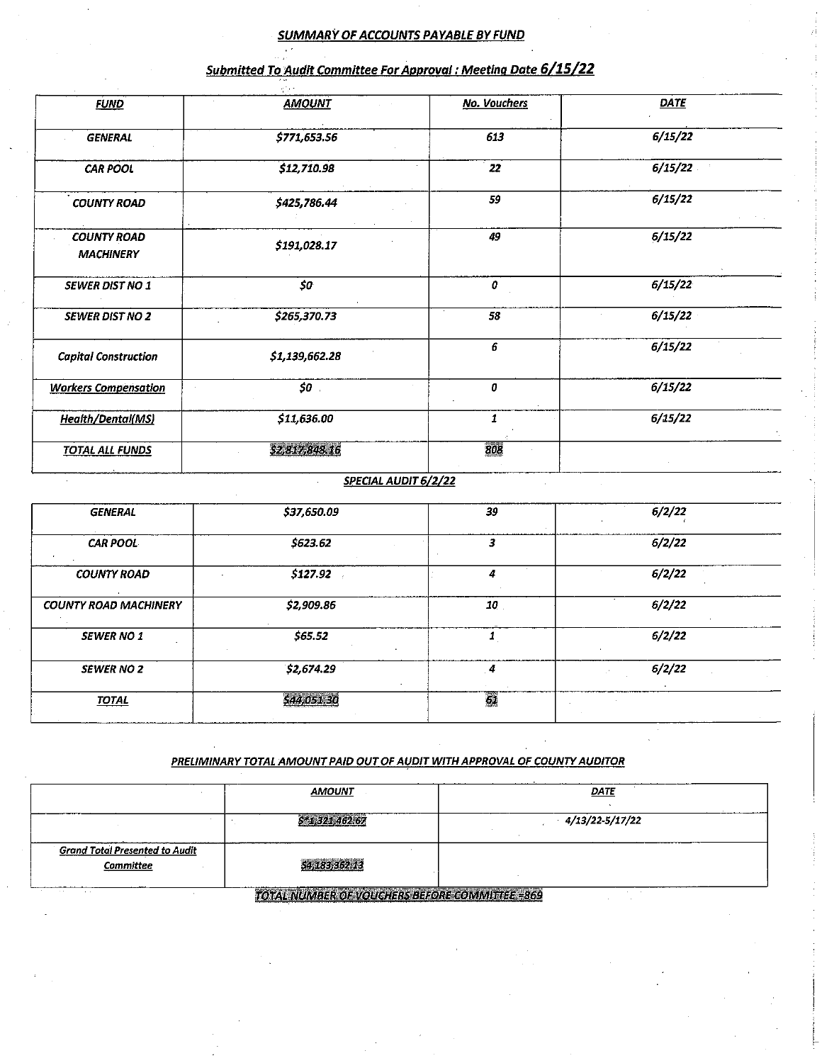## ***SUMMARY OF ACCOUNTS PAYABLE BY FUND***

### ***Submitted To Audit Committee For Approval : Meeting Date 6/15/22***

| ***FUND*** | ***AMOUNT*** | ***No. Vouchers*** | ***DATE*** |
|---|---|---|---|
| ***GENERAL*** | ***$771,653.56*** | ***613*** | ***6/15/22*** |
| ***CAR POOL*** | ***$12,710.98*** | ***22*** | ***6/15/22*** |
| ***COUNTY ROAD*** | ***$425,786.44*** | ***59*** | ***6/15/22*** |
| ***COUNTY ROAD MACHINERY*** | ***$191,028.17*** | ***49*** | ***6/15/22*** |
| ***SEWER DIST NO 1*** | ***$0*** | ***0*** | ***6/15/22*** |
| ***SEWER DIST NO 2*** | ***$265,370.73*** | ***58*** | ***6/15/22*** |
| ***Capital Construction*** | ***$1,139,662.28*** | ***6*** | ***6/15/22*** |
| ***Workers Compensation*** | ***$0*** | ***0*** | ***6/15/22*** |
| ***Health/Dental(MS)*** | ***$11,636.00*** | ***1*** | ***6/15/22*** |
| ***TOTAL ALL FUNDS*** | ***$2,817,848.16*** | ***808*** | |

### ***SPECIAL AUDIT 6/2/22***

| | | | |
|---|---|---|---|
| ***GENERAL*** | ***$37,650.09*** | ***39*** | ***6/2/22*** |
| ***CAR POOL*** | ***$623.62*** | ***3*** | ***6/2/22*** |
| ***COUNTY ROAD*** | ***$127.92*** | ***4*** | ***6/2/22*** |
| ***COUNTY ROAD MACHINERY*** | ***$2,909.86*** | ***10*** | ***6/2/22*** |
| ***SEWER NO 1*** | ***$65.52*** | ***1*** | ***6/2/22*** |
| ***SEWER NO 2*** | ***$2,674.29*** | ***4*** | ***6/2/22*** |
| ***TOTAL*** | ***$44,051.30*** | ***61*** | |

### ***PRELIMINARY TOTAL AMOUNT PAID OUT OF AUDIT WITH APPROVAL OF COUNTY AUDITOR***

| | ***AMOUNT*** | ***DATE*** |
|---|---|---|
| | ***$*1,321,482.67*** | ***4/13/22-5/17/22*** |
| ***Grand Total Presented to Audit Committee*** | ***$4,183,382.13*** | |

***TOTAL NUMBER OF VOUCHERS BEFORE COMMITTEE =869***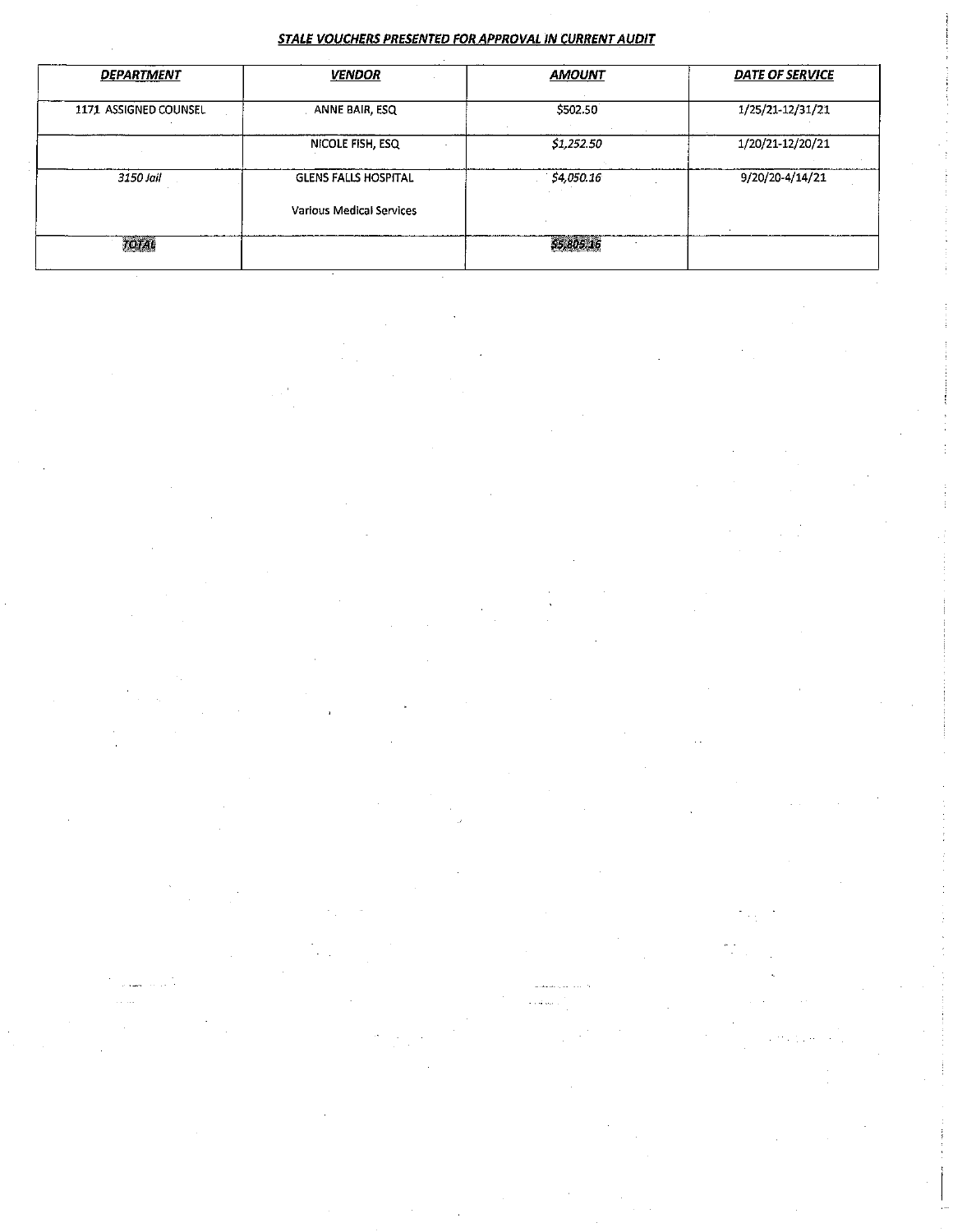***STALE VOUCHERS PRESENTED FOR APPROVAL IN CURRENT AUDIT***

| ***DEPARTMENT*** | ***VENDOR*** | ***AMOUNT*** | ***DATE OF SERVICE*** |
|---|---|---|---|
| 1171 ASSIGNED COUNSEL | ANNE BAIR, ESQ | $502.50 | 1/25/21-12/31/21 |
| | NICOLE FISH, ESQ | *$1,252.50* | 1/20/21-12/20/21 |
| *3150 Jail* | GLENS FALLS HOSPITAL<br><br>Various Medical Services | *$4,050.16* | 9/20/20-4/14/21 |
| ***TOTAL*** | | ***$5,805.16*** | |